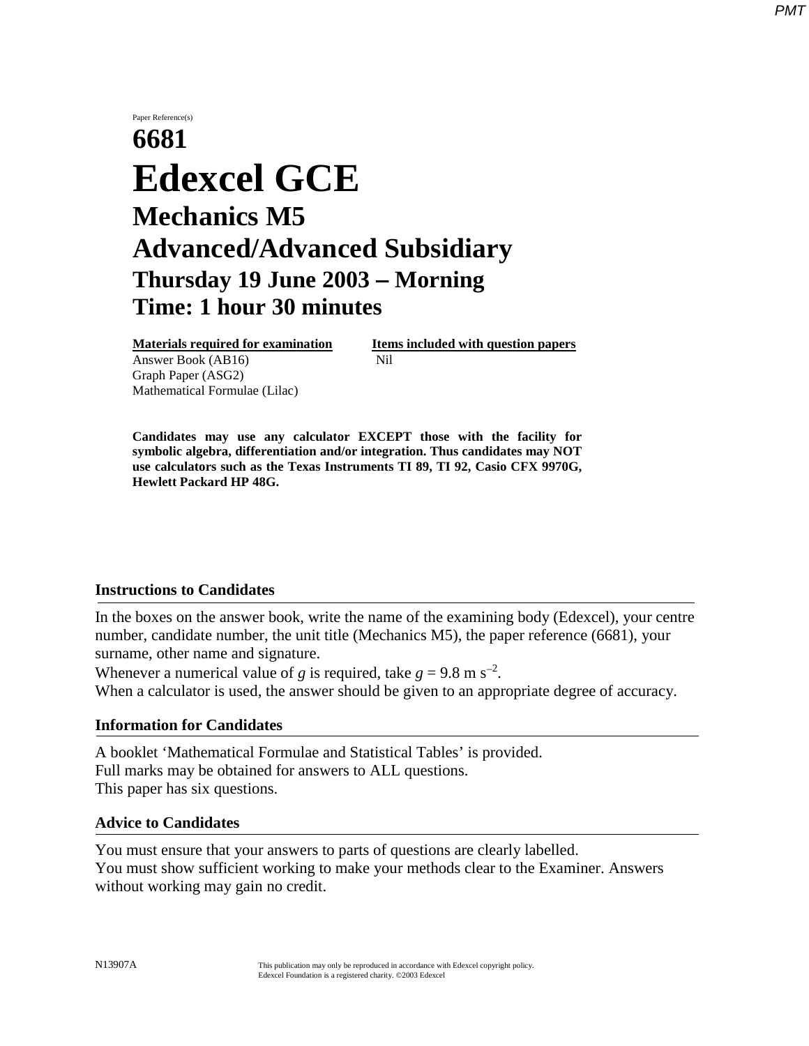Paper Reference(s)

# 6681

# Edexcel GCE

## Mechanics M5

## Advanced/Advanced Subsidiary

### Thursday 19 June 2003 – Morning

### Time: 1 hour 30 minutes

| **Materials required for examination** | **Items included with question papers** |
| --- | --- |
| Answer Book (AB16) | Nil |
| Graph Paper (ASG2) | |
| Mathematical Formulae (Lilac) | |

**Candidates may use any calculator EXCEPT those with the facility for symbolic algebra, differentiation and/or integration. Thus candidates may NOT use calculators such as the Texas Instruments TI 89, TI 92, Casio CFX 9970G, Hewlett Packard HP 48G.**

### Instructions to Candidates

In the boxes on the answer book, write the name of the examining body (Edexcel), your centre number, candidate number, the unit title (Mechanics M5), the paper reference (6681), your surname, other name and signature.
Whenever a numerical value of $g$ is required, take $g = 9.8 \text{ m s}^{-2}$.
When a calculator is used, the answer should be given to an appropriate degree of accuracy.

### Information for Candidates

A booklet 'Mathematical Formulae and Statistical Tables' is provided.
Full marks may be obtained for answers to ALL questions.
This paper has six questions.

### Advice to Candidates

You must ensure that your answers to parts of questions are clearly labelled.
You must show sufficient working to make your methods clear to the Examiner. Answers without working may gain no credit.

N13907A

This publication may only be reproduced in accordance with Edexcel copyright policy.
Edexcel Foundation is a registered charity. ©2003 Edexcel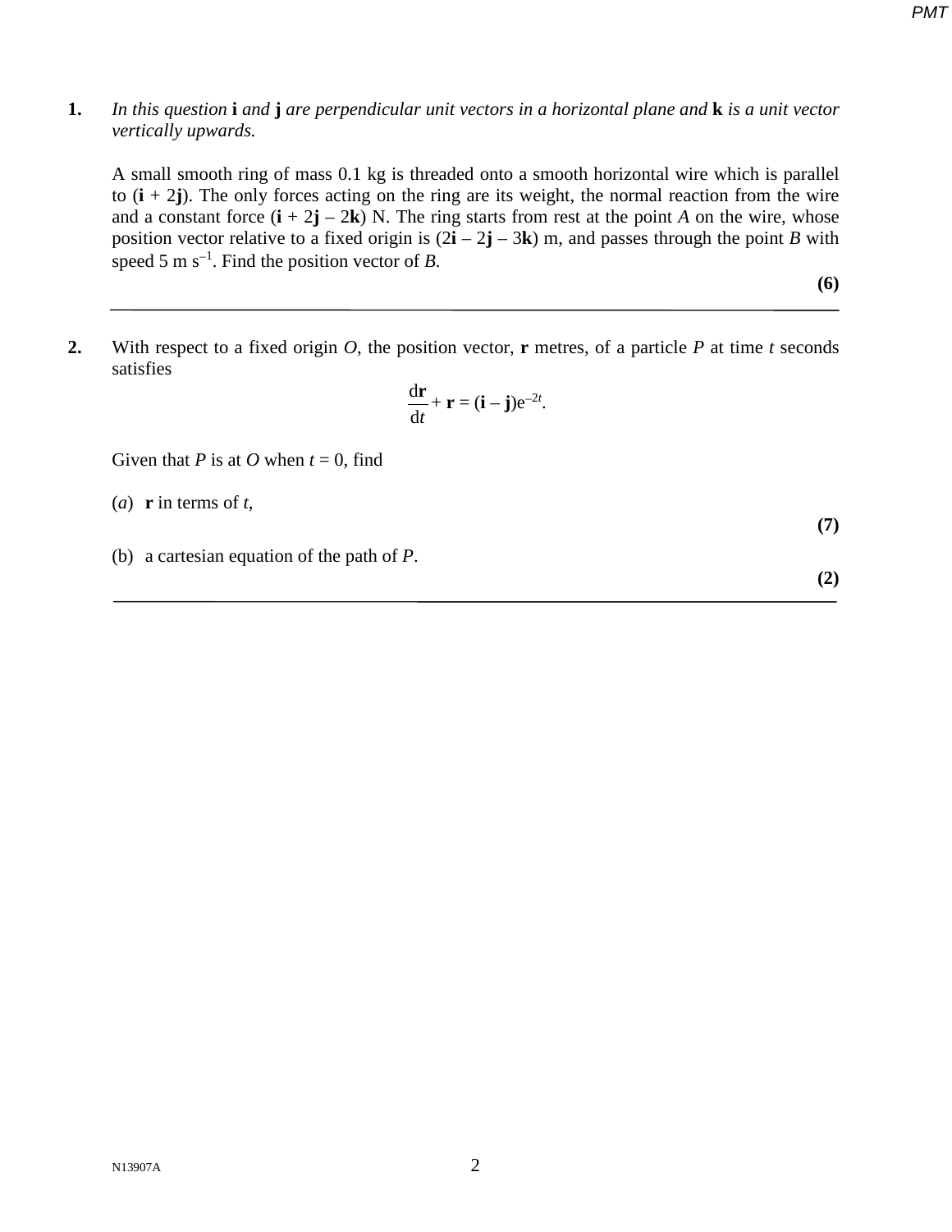**1.** *In this question* **i** *and* **j** *are perpendicular unit vectors in a horizontal plane and* **k** *is a unit vector vertically upwards.*

A small smooth ring of mass 0.1 kg is threaded onto a smooth horizontal wire which is parallel to $(\mathbf{i} + 2\mathbf{j})$. The only forces acting on the ring are its weight, the normal reaction from the wire and a constant force $(\mathbf{i} + 2\mathbf{j} - 2\mathbf{k})$ N. The ring starts from rest at the point *A* on the wire, whose position vector relative to a fixed origin is $(2\mathbf{i} - 2\mathbf{j} - 3\mathbf{k})$ m, and passes through the point *B* with speed 5 m s$^{-1}$. Find the position vector of *B*.

**(6)**

---

**2.** With respect to a fixed origin *O*, the position vector, **r** metres, of a particle *P* at time *t* seconds satisfies

$$\frac{\mathrm{d}\mathbf{r}}{\mathrm{d}t} + \mathbf{r} = (\mathbf{i} - \mathbf{j})\mathrm{e}^{-2t}.$$

Given that *P* is at *O* when $t = 0$, find

(*a*) **r** in terms of *t*,

**(7)**

(b) a cartesian equation of the path of *P*.

**(2)**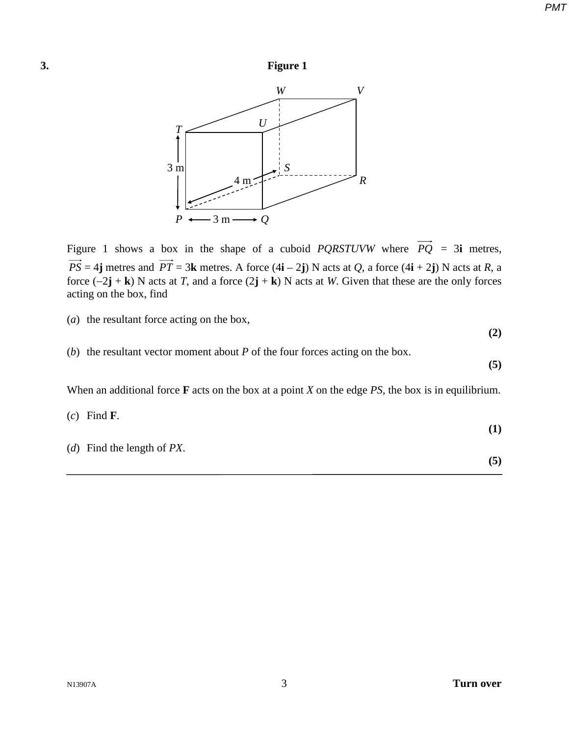**3.**

**Figure 1**

Figure 1 shows a box in the shape of a cuboid *PQRSTUVW* where $\overrightarrow{PQ} = 3\mathbf{i}$ metres, $\overrightarrow{PS} = 4\mathbf{j}$ metres and $\overrightarrow{PT} = 3\mathbf{k}$ metres. A force $(4\mathbf{i} - 2\mathbf{j})$ N acts at $Q$, a force $(4\mathbf{i} + 2\mathbf{j})$ N acts at $R$, a force $(-2\mathbf{j} + \mathbf{k})$ N acts at $T$, and a force $(2\mathbf{j} + \mathbf{k})$ N acts at $W$. Given that these are the only forces acting on the box, find

(*a*) the resultant force acting on the box, **(2)**

(*b*) the resultant vector moment about $P$ of the four forces acting on the box. **(5)**

When an additional force $\mathbf{F}$ acts on the box at a point $X$ on the edge $PS$, the box is in equilibrium.

(*c*) Find $\mathbf{F}$. **(1)**

(*d*) Find the length of $PX$. **(5)**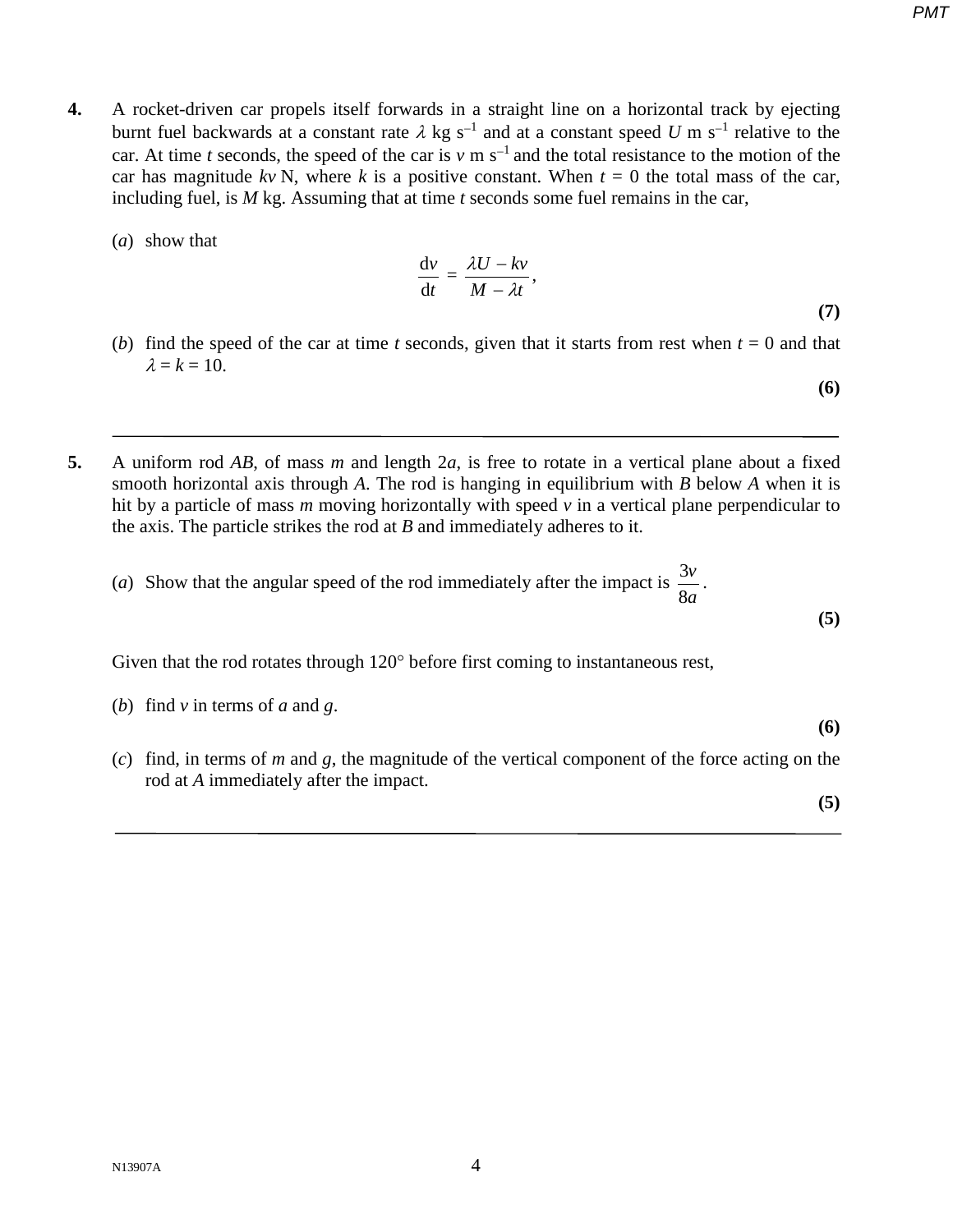**4.** A rocket-driven car propels itself forwards in a straight line on a horizontal track by ejecting burnt fuel backwards at a constant rate $\lambda$ kg s$^{-1}$ and at a constant speed $U$ m s$^{-1}$ relative to the car. At time $t$ seconds, the speed of the car is $v$ m s$^{-1}$ and the total resistance to the motion of the car has magnitude $kv$ N, where $k$ is a positive constant. When $t = 0$ the total mass of the car, including fuel, is $M$ kg. Assuming that at time $t$ seconds some fuel remains in the car,

(*a*) show that

$$\frac{\mathrm{d}v}{\mathrm{d}t} = \frac{\lambda U - kv}{M - \lambda t},$$

**(7)**

(*b*) find the speed of the car at time $t$ seconds, given that it starts from rest when $t = 0$ and that $\lambda = k = 10$.

**(6)**

---

**5.** A uniform rod $AB$, of mass $m$ and length $2a$, is free to rotate in a vertical plane about a fixed smooth horizontal axis through $A$. The rod is hanging in equilibrium with $B$ below $A$ when it is hit by a particle of mass $m$ moving horizontally with speed $v$ in a vertical plane perpendicular to the axis. The particle strikes the rod at $B$ and immediately adheres to it.

(*a*) Show that the angular speed of the rod immediately after the impact is $\dfrac{3v}{8a}$.

**(5)**

Given that the rod rotates through 120° before first coming to instantaneous rest,

(*b*) find $v$ in terms of $a$ and $g$.

**(6)**

(*c*) find, in terms of $m$ and $g$, the magnitude of the vertical component of the force acting on the rod at $A$ immediately after the impact.

**(5)**

---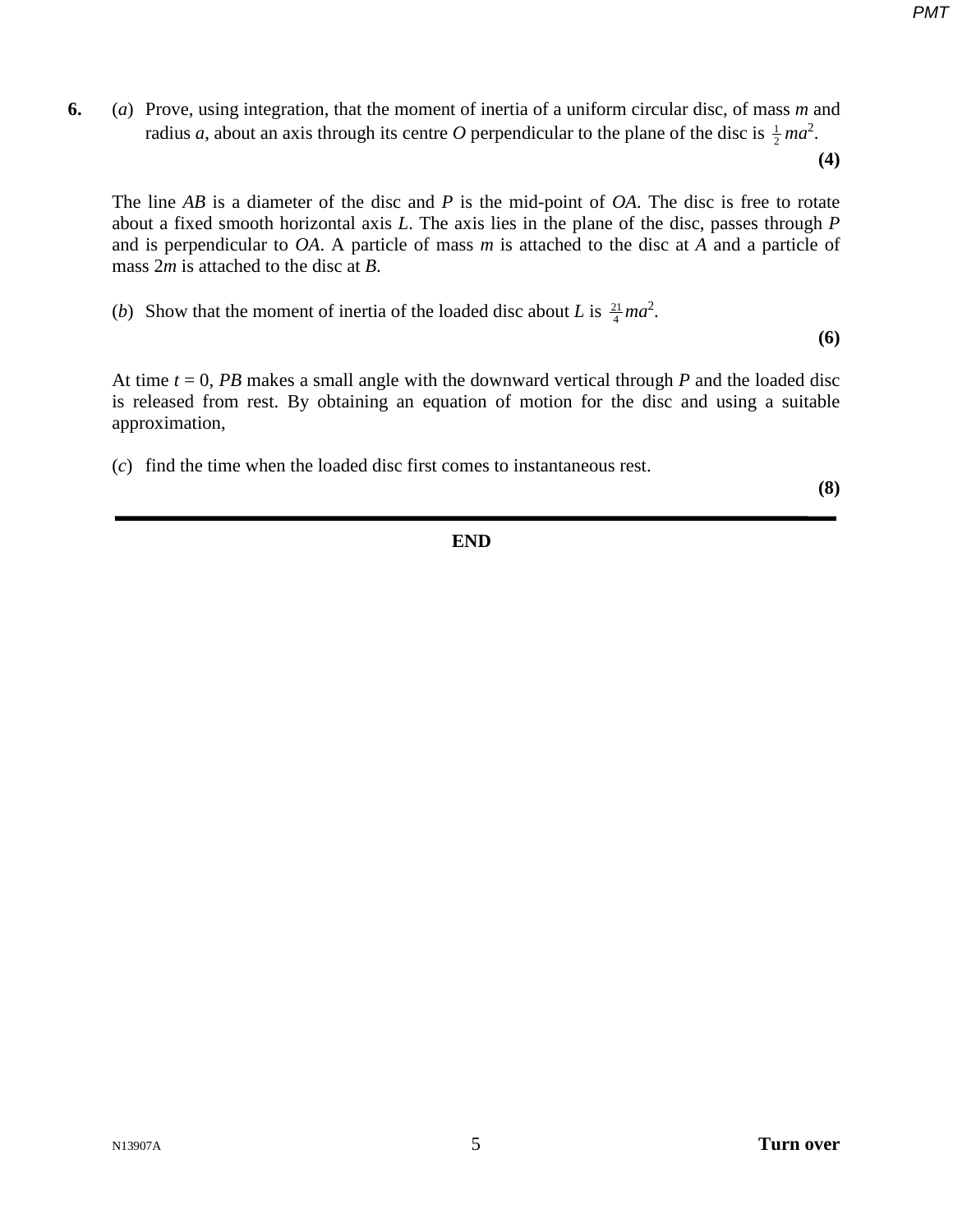**6.** (*a*) Prove, using integration, that the moment of inertia of a uniform circular disc, of mass $m$ and radius $a$, about an axis through its centre $O$ perpendicular to the plane of the disc is $\frac{1}{2}ma^2$.

**(4)**

The line $AB$ is a diameter of the disc and $P$ is the mid-point of $OA$. The disc is free to rotate about a fixed smooth horizontal axis $L$. The axis lies in the plane of the disc, passes through $P$ and is perpendicular to $OA$. A particle of mass $m$ is attached to the disc at $A$ and a particle of mass $2m$ is attached to the disc at $B$.

(*b*) Show that the moment of inertia of the loaded disc about $L$ is $\frac{21}{4}ma^2$.

**(6)**

At time $t = 0$, $PB$ makes a small angle with the downward vertical through $P$ and the loaded disc is released from rest. By obtaining an equation of motion for the disc and using a suitable approximation,

(*c*) find the time when the loaded disc first comes to instantaneous rest.

**(8)**

**END**